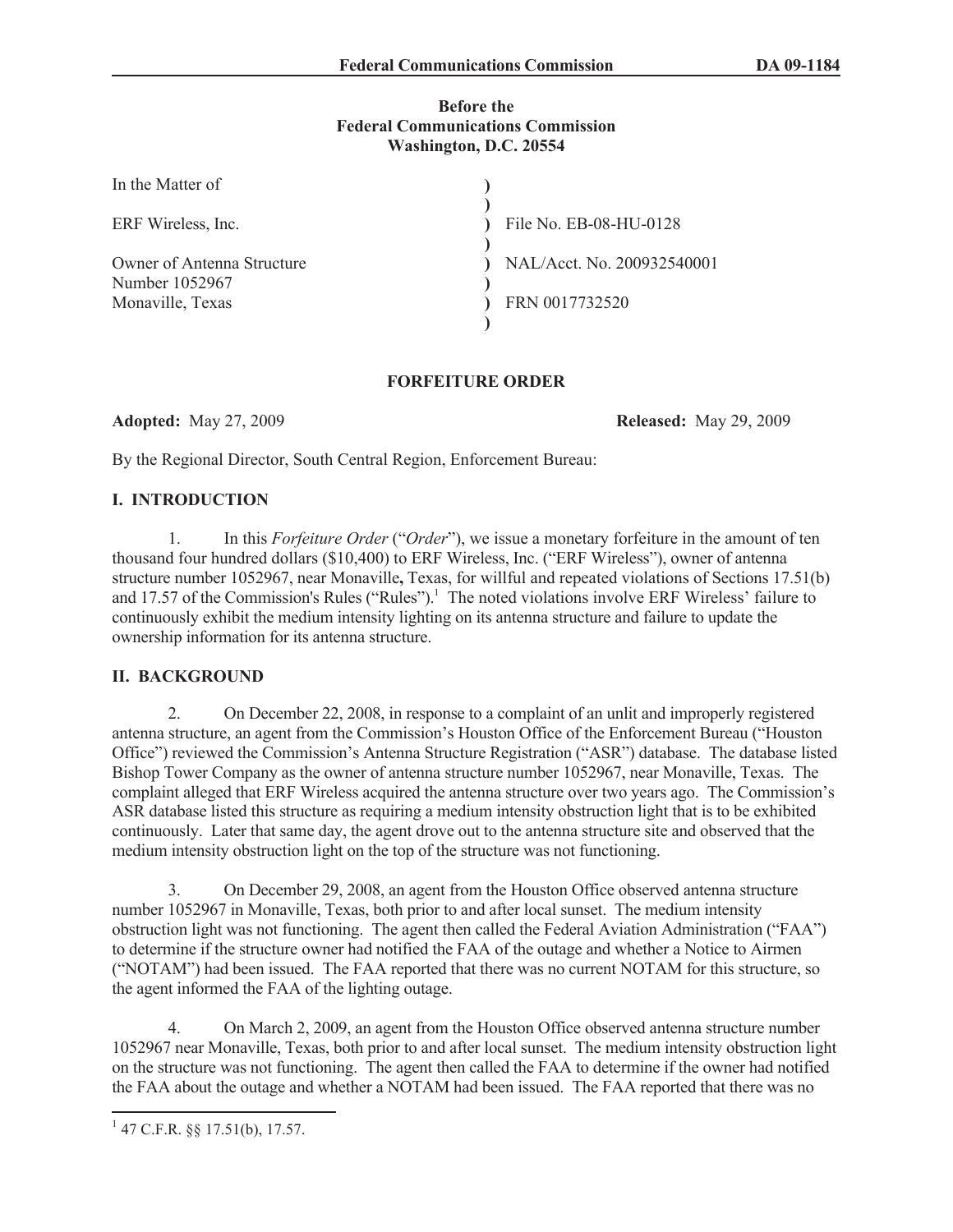**Before the**
**Federal Communications Commission**
**Washington, D.C. 20554**

| | | |
|---|---|---|
| In the Matter of | ) | |
| | ) | |
| ERF Wireless, Inc. | ) | File No. EB-08-HU-0128 |
| | ) | |
| Owner of Antenna Structure | ) | NAL/Acct. No. 200932540001 |
| Number 1052967 | ) | |
| Monaville, Texas | ) | FRN 0017732520 |
| | ) | |

**FORFEITURE ORDER**

**Adopted:** May 27, 2009 **Released:** May 29, 2009

By the Regional Director, South Central Region, Enforcement Bureau:

## I. INTRODUCTION

1. In this *Forfeiture Order* ("*Order*"), we issue a monetary forfeiture in the amount of ten thousand four hundred dollars ($10,400) to ERF Wireless, Inc. ("ERF Wireless"), owner of antenna structure number 1052967, near Monaville**,** Texas, for willful and repeated violations of Sections 17.51(b) and 17.57 of the Commission's Rules ("Rules").[1] The noted violations involve ERF Wireless' failure to continuously exhibit the medium intensity lighting on its antenna structure and failure to update the ownership information for its antenna structure.

## II. BACKGROUND

2. On December 22, 2008, in response to a complaint of an unlit and improperly registered antenna structure, an agent from the Commission's Houston Office of the Enforcement Bureau ("Houston Office") reviewed the Commission's Antenna Structure Registration ("ASR") database. The database listed Bishop Tower Company as the owner of antenna structure number 1052967, near Monaville, Texas. The complaint alleged that ERF Wireless acquired the antenna structure over two years ago. The Commission's ASR database listed this structure as requiring a medium intensity obstruction light that is to be exhibited continuously. Later that same day, the agent drove out to the antenna structure site and observed that the medium intensity obstruction light on the top of the structure was not functioning.

3. On December 29, 2008, an agent from the Houston Office observed antenna structure number 1052967 in Monaville, Texas, both prior to and after local sunset. The medium intensity obstruction light was not functioning. The agent then called the Federal Aviation Administration ("FAA") to determine if the structure owner had notified the FAA of the outage and whether a Notice to Airmen ("NOTAM") had been issued. The FAA reported that there was no current NOTAM for this structure, so the agent informed the FAA of the lighting outage.

4. On March 2, 2009, an agent from the Houston Office observed antenna structure number 1052967 near Monaville, Texas, both prior to and after local sunset. The medium intensity obstruction light on the structure was not functioning. The agent then called the FAA to determine if the owner had notified the FAA about the outage and whether a NOTAM had been issued. The FAA reported that there was no

[1] 47 C.F.R. §§ 17.51(b), 17.57.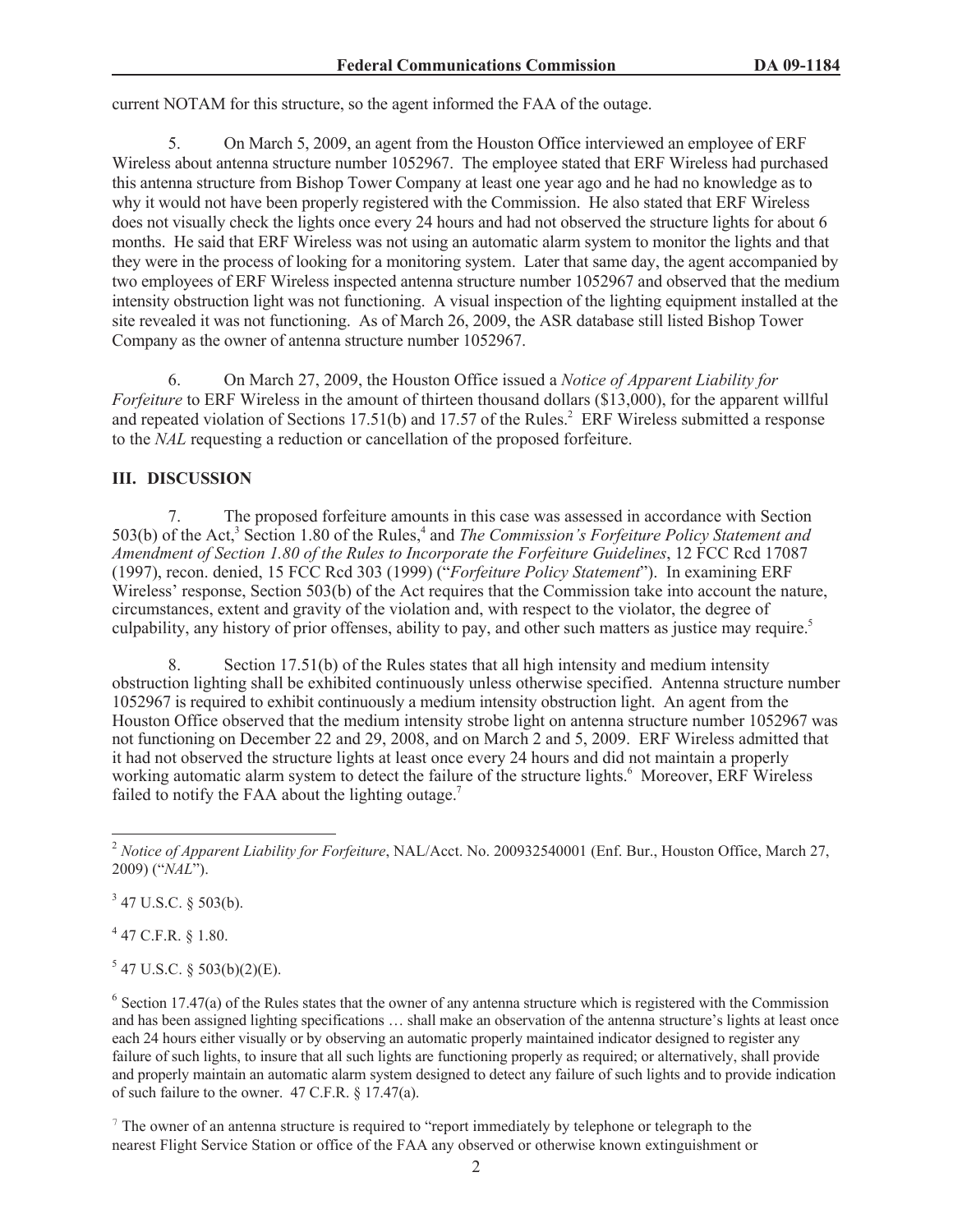current NOTAM for this structure, so the agent informed the FAA of the outage.

5. On March 5, 2009, an agent from the Houston Office interviewed an employee of ERF Wireless about antenna structure number 1052967. The employee stated that ERF Wireless had purchased this antenna structure from Bishop Tower Company at least one year ago and he had no knowledge as to why it would not have been properly registered with the Commission. He also stated that ERF Wireless does not visually check the lights once every 24 hours and had not observed the structure lights for about 6 months. He said that ERF Wireless was not using an automatic alarm system to monitor the lights and that they were in the process of looking for a monitoring system. Later that same day, the agent accompanied by two employees of ERF Wireless inspected antenna structure number 1052967 and observed that the medium intensity obstruction light was not functioning. A visual inspection of the lighting equipment installed at the site revealed it was not functioning. As of March 26, 2009, the ASR database still listed Bishop Tower Company as the owner of antenna structure number 1052967.

6. On March 27, 2009, the Houston Office issued a *Notice of Apparent Liability for Forfeiture* to ERF Wireless in the amount of thirteen thousand dollars ($13,000), for the apparent willful and repeated violation of Sections 17.51(b) and 17.57 of the Rules.[2] ERF Wireless submitted a response to the *NAL* requesting a reduction or cancellation of the proposed forfeiture.

## III. DISCUSSION

7. The proposed forfeiture amounts in this case was assessed in accordance with Section 503(b) of the Act,[3] Section 1.80 of the Rules,[4] and *The Commission's Forfeiture Policy Statement and Amendment of Section 1.80 of the Rules to Incorporate the Forfeiture Guidelines*, 12 FCC Rcd 17087 (1997), recon. denied, 15 FCC Rcd 303 (1999) ("*Forfeiture Policy Statement*"). In examining ERF Wireless' response, Section 503(b) of the Act requires that the Commission take into account the nature, circumstances, extent and gravity of the violation and, with respect to the violator, the degree of culpability, any history of prior offenses, ability to pay, and other such matters as justice may require.[5]

8. Section 17.51(b) of the Rules states that all high intensity and medium intensity obstruction lighting shall be exhibited continuously unless otherwise specified. Antenna structure number 1052967 is required to exhibit continuously a medium intensity obstruction light. An agent from the Houston Office observed that the medium intensity strobe light on antenna structure number 1052967 was not functioning on December 22 and 29, 2008, and on March 2 and 5, 2009. ERF Wireless admitted that it had not observed the structure lights at least once every 24 hours and did not maintain a properly working automatic alarm system to detect the failure of the structure lights.[6] Moreover, ERF Wireless failed to notify the FAA about the lighting outage.[7]

---

[2] *Notice of Apparent Liability for Forfeiture*, NAL/Acct. No. 200932540001 (Enf. Bur., Houston Office, March 27, 2009) ("*NAL*").

[3] 47 U.S.C. § 503(b).

[4] 47 C.F.R. § 1.80.

[5] 47 U.S.C. § 503(b)(2)(E).

[6] Section 17.47(a) of the Rules states that the owner of any antenna structure which is registered with the Commission and has been assigned lighting specifications … shall make an observation of the antenna structure's lights at least once each 24 hours either visually or by observing an automatic properly maintained indicator designed to register any failure of such lights, to insure that all such lights are functioning properly as required; or alternatively, shall provide and properly maintain an automatic alarm system designed to detect any failure of such lights and to provide indication of such failure to the owner. 47 C.F.R. § 17.47(a).

[7] The owner of an antenna structure is required to "report immediately by telephone or telegraph to the nearest Flight Service Station or office of the FAA any observed or otherwise known extinguishment or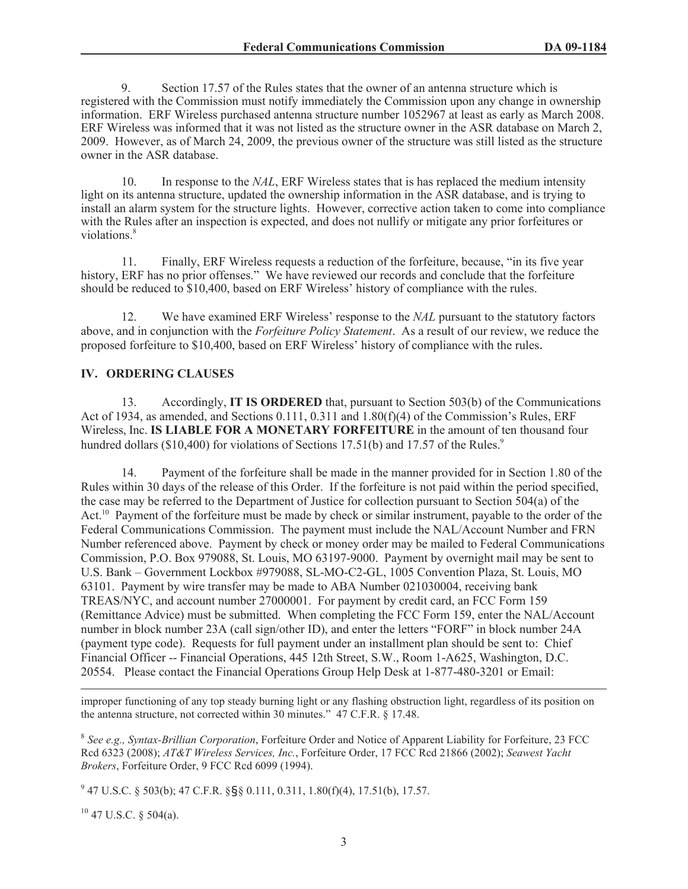9. Section 17.57 of the Rules states that the owner of an antenna structure which is registered with the Commission must notify immediately the Commission upon any change in ownership information. ERF Wireless purchased antenna structure number 1052967 at least as early as March 2008. ERF Wireless was informed that it was not listed as the structure owner in the ASR database on March 2, 2009. However, as of March 24, 2009, the previous owner of the structure was still listed as the structure owner in the ASR database.

10. In response to the *NAL*, ERF Wireless states that is has replaced the medium intensity light on its antenna structure, updated the ownership information in the ASR database, and is trying to install an alarm system for the structure lights. However, corrective action taken to come into compliance with the Rules after an inspection is expected, and does not nullify or mitigate any prior forfeitures or violations.[8]

11. Finally, ERF Wireless requests a reduction of the forfeiture, because, "in its five year history, ERF has no prior offenses." We have reviewed our records and conclude that the forfeiture should be reduced to $10,400, based on ERF Wireless' history of compliance with the rules.

12. We have examined ERF Wireless' response to the *NAL* pursuant to the statutory factors above, and in conjunction with the *Forfeiture Policy Statement*. As a result of our review, we reduce the proposed forfeiture to $10,400, based on ERF Wireless' history of compliance with the rules.

## IV. ORDERING CLAUSES

13. Accordingly, **IT IS ORDERED** that, pursuant to Section 503(b) of the Communications Act of 1934, as amended, and Sections 0.111, 0.311 and 1.80(f)(4) of the Commission's Rules, ERF Wireless, Inc. **IS LIABLE FOR A MONETARY FORFEITURE** in the amount of ten thousand four hundred dollars ($10,400) for violations of Sections 17.51(b) and 17.57 of the Rules.[9]

14. Payment of the forfeiture shall be made in the manner provided for in Section 1.80 of the Rules within 30 days of the release of this Order. If the forfeiture is not paid within the period specified, the case may be referred to the Department of Justice for collection pursuant to Section 504(a) of the Act.[10] Payment of the forfeiture must be made by check or similar instrument, payable to the order of the Federal Communications Commission. The payment must include the NAL/Account Number and FRN Number referenced above. Payment by check or money order may be mailed to Federal Communications Commission, P.O. Box 979088, St. Louis, MO 63197-9000. Payment by overnight mail may be sent to U.S. Bank – Government Lockbox #979088, SL-MO-C2-GL, 1005 Convention Plaza, St. Louis, MO 63101. Payment by wire transfer may be made to ABA Number 021030004, receiving bank TREAS/NYC, and account number 27000001. For payment by credit card, an FCC Form 159 (Remittance Advice) must be submitted. When completing the FCC Form 159, enter the NAL/Account number in block number 23A (call sign/other ID), and enter the letters "FORF" in block number 24A (payment type code). Requests for full payment under an installment plan should be sent to: Chief Financial Officer -- Financial Operations, 445 12th Street, S.W., Room 1-A625, Washington, D.C. 20554. Please contact the Financial Operations Group Help Desk at 1-877-480-3201 or Email:

---

improper functioning of any top steady burning light or any flashing obstruction light, regardless of its position on the antenna structure, not corrected within 30 minutes." 47 C.F.R. § 17.48.

[8] *See e.g., Syntax-Brillian Corporation*, Forfeiture Order and Notice of Apparent Liability for Forfeiture, 23 FCC Rcd 6323 (2008); *AT&T Wireless Services, Inc.*, Forfeiture Order, 17 FCC Rcd 21866 (2002); *Seawest Yacht Brokers*, Forfeiture Order, 9 FCC Rcd 6099 (1994).

[9] 47 U.S.C. § 503(b); 47 C.F.R. §§§ 0.111, 0.311, 1.80(f)(4), 17.51(b), 17.57.

[10] 47 U.S.C. § 504(a).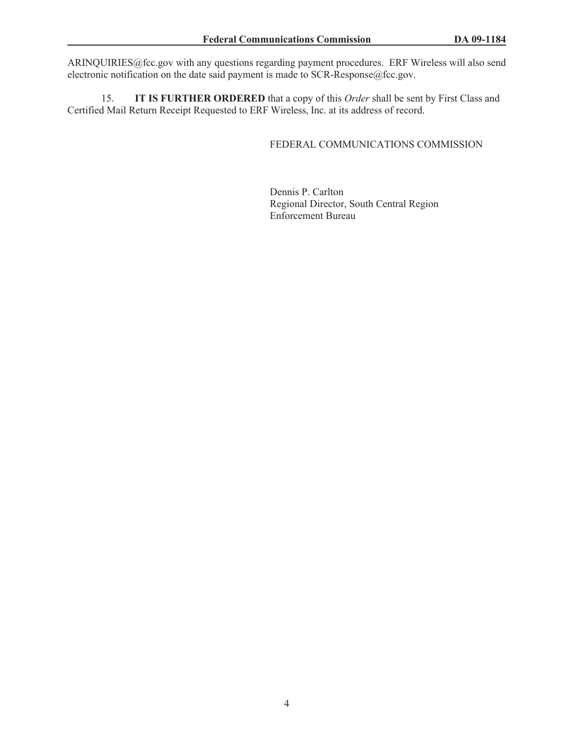ARINQUIRIES@fcc.gov with any questions regarding payment procedures. ERF Wireless will also send electronic notification on the date said payment is made to SCR-Response@fcc.gov.

15. **IT IS FURTHER ORDERED** that a copy of this *Order* shall be sent by First Class and Certified Mail Return Receipt Requested to ERF Wireless, Inc. at its address of record.

FEDERAL COMMUNICATIONS COMMISSION

Dennis P. Carlton
Regional Director, South Central Region
Enforcement Bureau